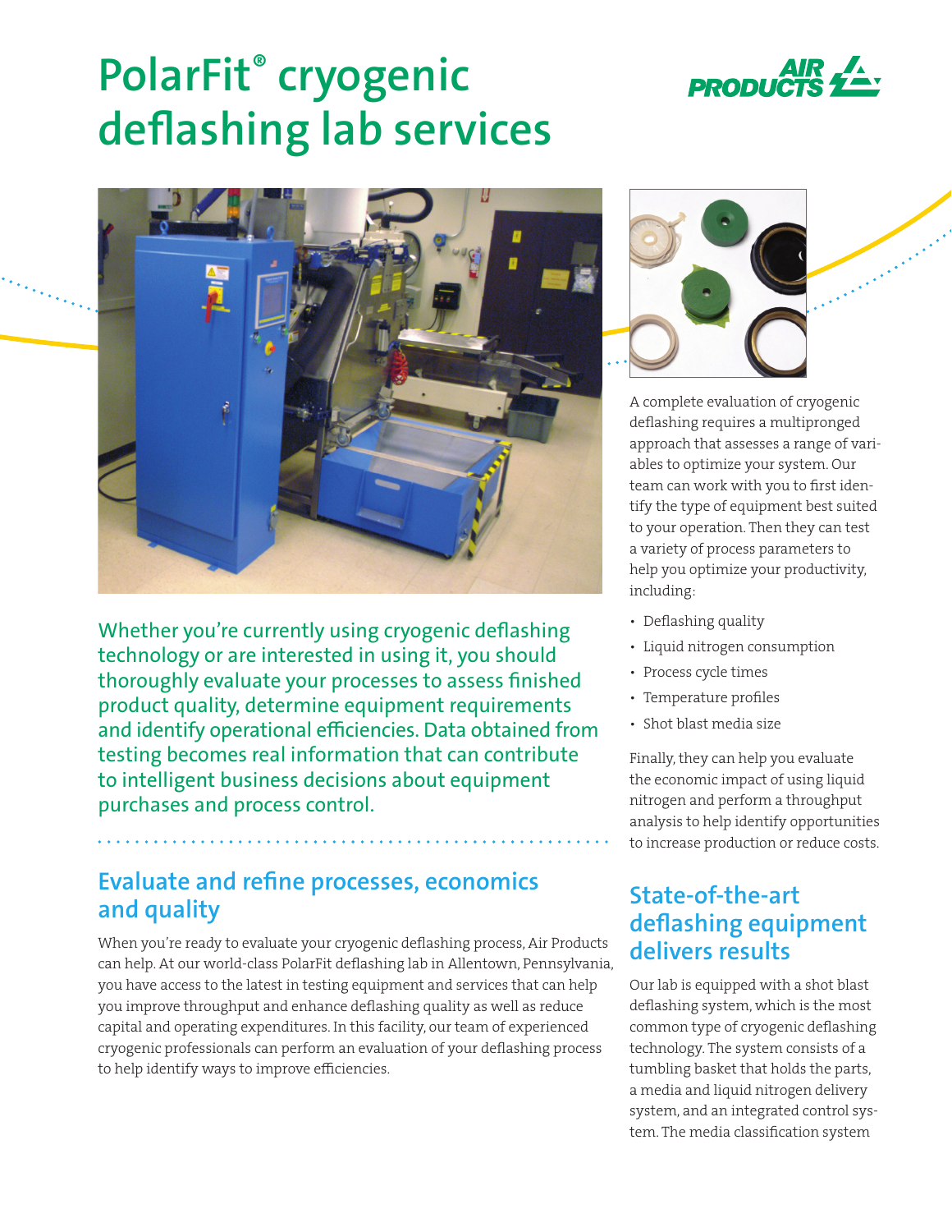# PolarFit® cryogenic deflashing lab services

Whether you're currently using cryogenic deflashing technology or are interested in using it, you should thoroughly evaluate your processes to assess finished product quality, determine equipment requirements and identify operational efficiencies. Data obtained from testing becomes real information that can contribute to intelligent business decisions about equipment purchases and process control.

## Evaluate and refine processes, economics and quality

When you're ready to evaluate your cryogenic deflashing process, Air Products can help. At our world-class PolarFit deflashing lab in Allentown, Pennsylvania, you have access to the latest in testing equipment and services that can help you improve throughput and enhance deflashing quality as well as reduce capital and operating expenditures. In this facility, our team of experienced cryogenic professionals can perform an evaluation of your deflashing process to help identify ways to improve efficiencies.

A complete evaluation of cryogenic deflashing requires a multipronged approach that assesses a range of variables to optimize your system. Our team can work with you to first identify the type of equipment best suited to your operation. Then they can test a variety of process parameters to help you optimize your productivity, including:

- Deflashing quality
- Liquid nitrogen consumption
- Process cycle times
- Temperature profiles
- Shot blast media size

Finally, they can help you evaluate the economic impact of using liquid nitrogen and perform a throughput analysis to help identify opportunities to increase production or reduce costs.

## State-of-the-art deflashing equipment delivers results

Our lab is equipped with a shot blast deflashing system, which is the most common type of cryogenic deflashing technology. The system consists of a tumbling basket that holds the parts, a media and liquid nitrogen delivery system, and an integrated control system. The media classification system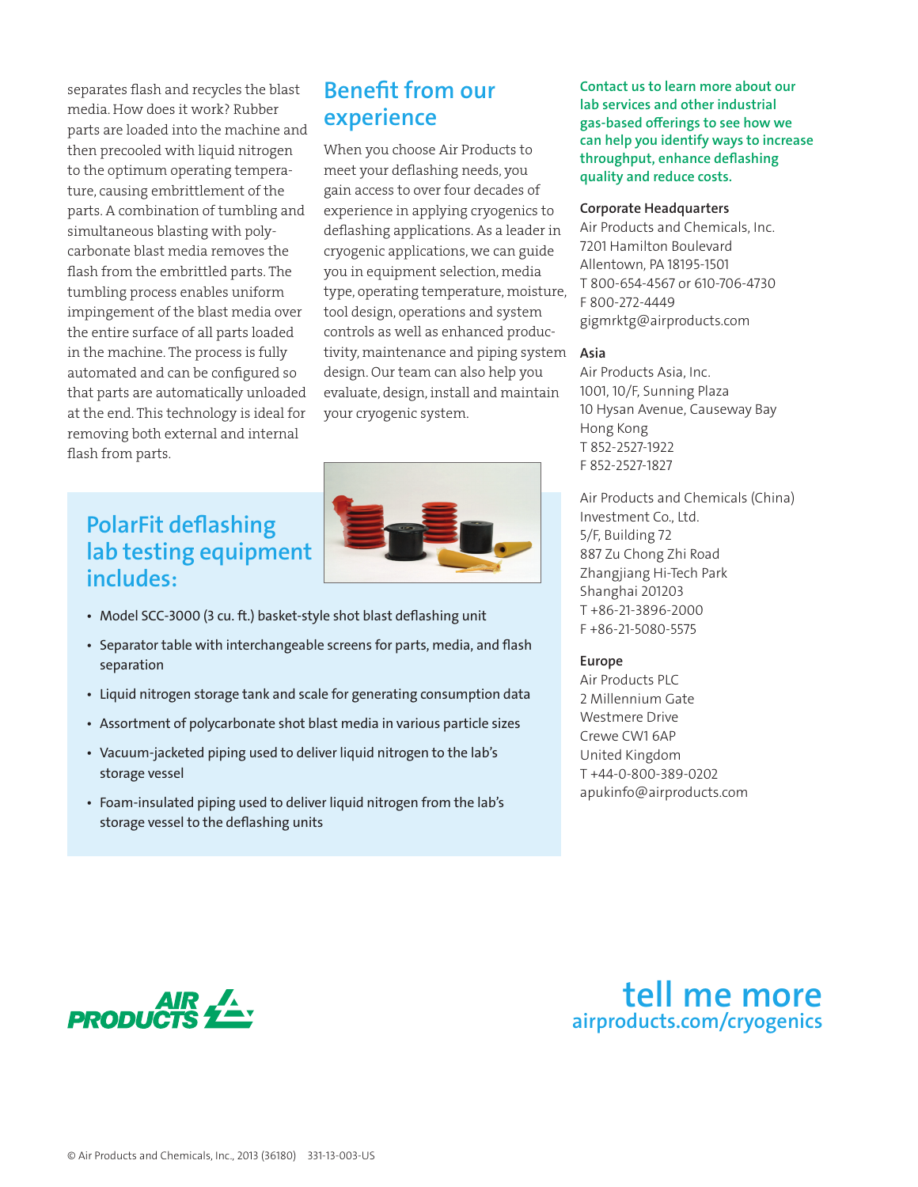separates flash and recycles the blast media. How does it work? Rubber parts are loaded into the machine and then precooled with liquid nitrogen to the optimum operating temperature, causing embrittlement of the parts. A combination of tumbling and simultaneous blasting with polycarbonate blast media removes the flash from the embrittled parts. The tumbling process enables uniform impingement of the blast media over the entire surface of all parts loaded in the machine. The process is fully automated and can be configured so that parts are automatically unloaded at the end. This technology is ideal for removing both external and internal flash from parts.

## Benefit from our experience

When you choose Air Products to meet your deflashing needs, you gain access to over four decades of experience in applying cryogenics to deflashing applications. As a leader in cryogenic applications, we can guide you in equipment selection, media type, operating temperature, moisture, tool design, operations and system controls as well as enhanced productivity, maintenance and piping system design. Our team can also help you evaluate, design, install and maintain your cryogenic system.

## PolarFit deflashing lab testing equipment includes:

- Model SCC-3000 (3 cu. ft.) basket-style shot blast deflashing unit
- Separator table with interchangeable screens for parts, media, and flash separation
- Liquid nitrogen storage tank and scale for generating consumption data
- Assortment of polycarbonate shot blast media in various particle sizes
- Vacuum-jacketed piping used to deliver liquid nitrogen to the lab's storage vessel
- Foam-insulated piping used to deliver liquid nitrogen from the lab's storage vessel to the deflashing units

**Contact us to learn more about our lab services and other industrial gas-based offerings to see how we can help you identify ways to increase throughput, enhance deflashing quality and reduce costs.**

**Corporate Headquarters**
Air Products and Chemicals, Inc.
7201 Hamilton Boulevard
Allentown, PA 18195-1501
T 800-654-4567 or 610-706-4730
F 800-272-4449
gigmrktg@airproducts.com

**Asia**
Air Products Asia, Inc.
1001, 10/F, Sunning Plaza
10 Hysan Avenue, Causeway Bay
Hong Kong
T 852-2527-1922
F 852-2527-1827

Air Products and Chemicals (China) Investment Co., Ltd.
5/F, Building 72
887 Zu Chong Zhi Road
Zhangjiang Hi-Tech Park
Shanghai 201203
T +86-21-3896-2000
F +86-21-5080-5575

**Europe**
Air Products PLC
2 Millennium Gate
Westmere Drive
Crewe CW1 6AP
United Kingdom
T +44-0-800-389-0202
apukinfo@airproducts.com

AIR PRODUCTS

tell me more
airproducts.com/cryogenics

© Air Products and Chemicals, Inc., 2013 (36180) 331-13-003-US